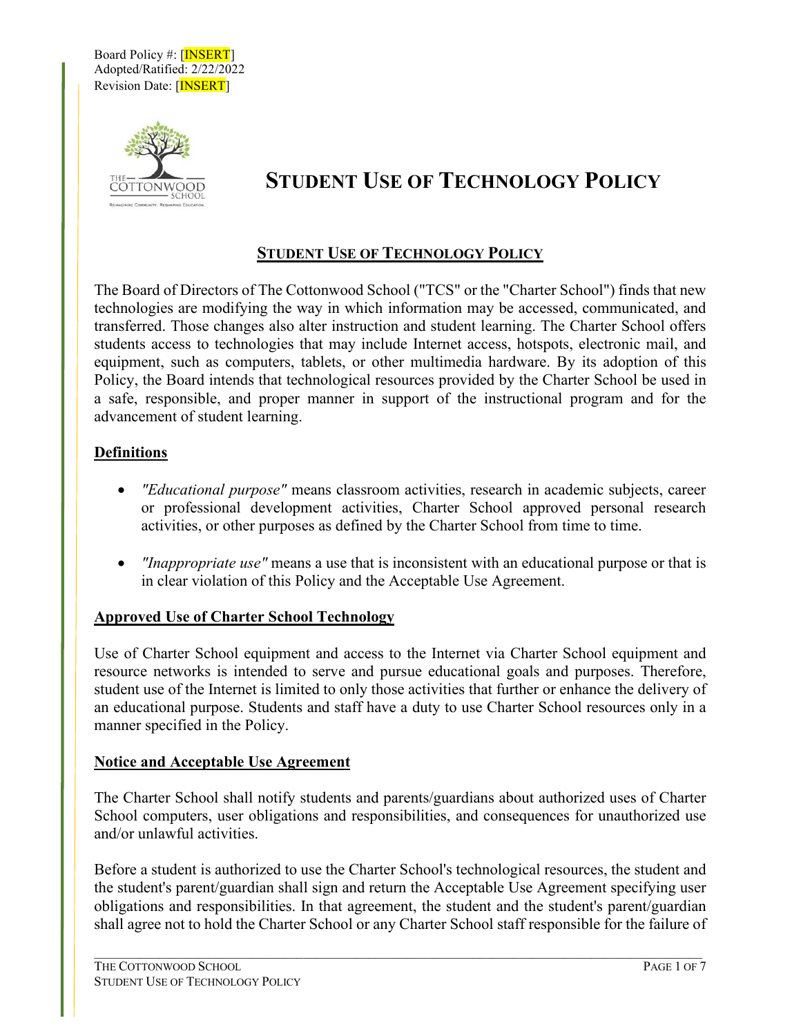Board Policy #: [INSERT]
Adopted/Ratified: 2/22/2022
Revision Date: [INSERT]

# STUDENT USE OF TECHNOLOGY POLICY

## STUDENT USE OF TECHNOLOGY POLICY

The Board of Directors of The Cottonwood School ("TCS" or the "Charter School") finds that new technologies are modifying the way in which information may be accessed, communicated, and transferred. Those changes also alter instruction and student learning. The Charter School offers students access to technologies that may include Internet access, hotspots, electronic mail, and equipment, such as computers, tablets, or other multimedia hardware. By its adoption of this Policy, the Board intends that technological resources provided by the Charter School be used in a safe, responsible, and proper manner in support of the instructional program and for the advancement of student learning.

### Definitions

- *"Educational purpose"* means classroom activities, research in academic subjects, career or professional development activities, Charter School approved personal research activities, or other purposes as defined by the Charter School from time to time.
- *"Inappropriate use"* means a use that is inconsistent with an educational purpose or that is in clear violation of this Policy and the Acceptable Use Agreement.

### Approved Use of Charter School Technology

Use of Charter School equipment and access to the Internet via Charter School equipment and resource networks is intended to serve and pursue educational goals and purposes. Therefore, student use of the Internet is limited to only those activities that further or enhance the delivery of an educational purpose. Students and staff have a duty to use Charter School resources only in a manner specified in the Policy.

### Notice and Acceptable Use Agreement

The Charter School shall notify students and parents/guardians about authorized uses of Charter School computers, user obligations and responsibilities, and consequences for unauthorized use and/or unlawful activities.

Before a student is authorized to use the Charter School's technological resources, the student and the student's parent/guardian shall sign and return the Acceptable Use Agreement specifying user obligations and responsibilities. In that agreement, the student and the student's parent/guardian shall agree not to hold the Charter School or any Charter School staff responsible for the failure of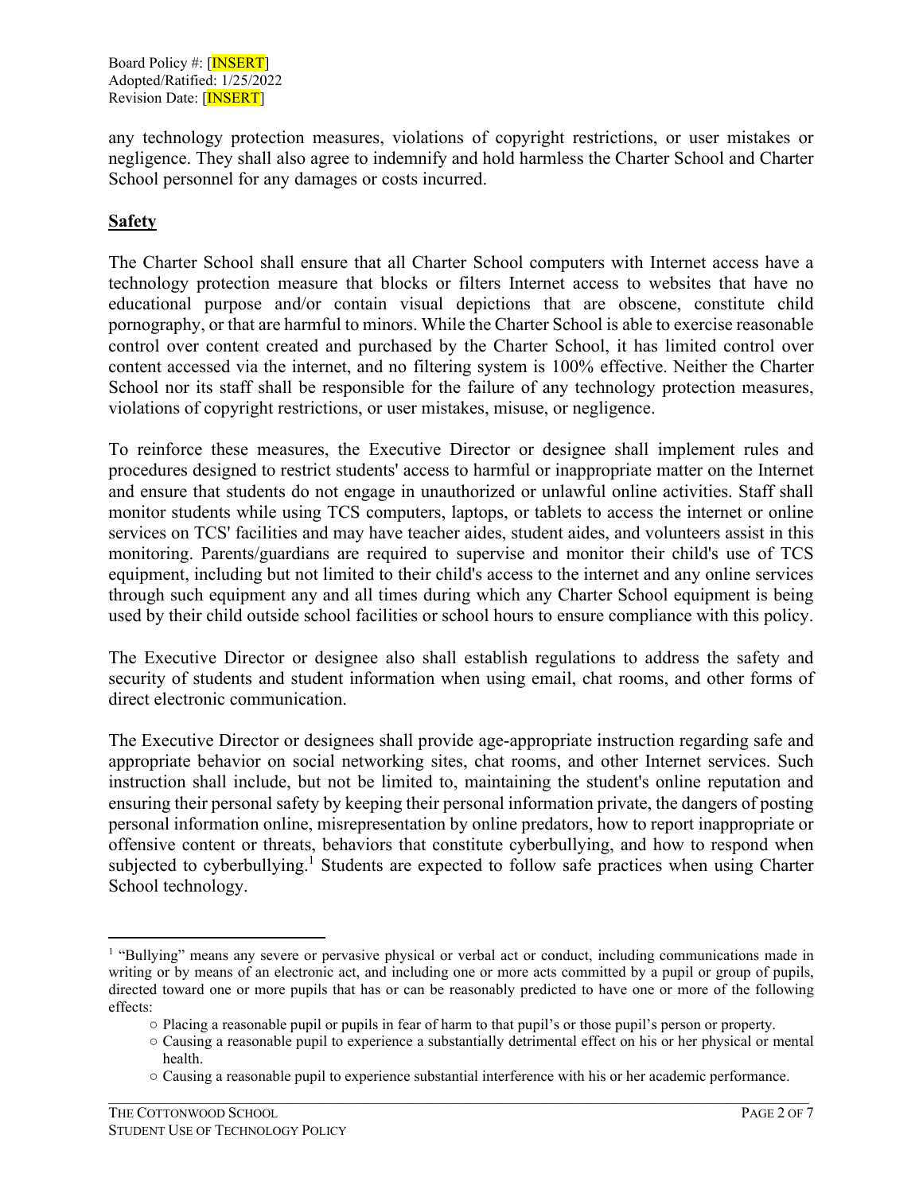any technology protection measures, violations of copyright restrictions, or user mistakes or negligence. They shall also agree to indemnify and hold harmless the Charter School and Charter School personnel for any damages or costs incurred.

## **Safety**

The Charter School shall ensure that all Charter School computers with Internet access have a technology protection measure that blocks or filters Internet access to websites that have no educational purpose and/or contain visual depictions that are obscene, constitute child pornography, or that are harmful to minors. While the Charter School is able to exercise reasonable control over content created and purchased by the Charter School, it has limited control over content accessed via the internet, and no filtering system is 100% effective. Neither the Charter School nor its staff shall be responsible for the failure of any technology protection measures, violations of copyright restrictions, or user mistakes, misuse, or negligence.

To reinforce these measures, the Executive Director or designee shall implement rules and procedures designed to restrict students' access to harmful or inappropriate matter on the Internet and ensure that students do not engage in unauthorized or unlawful online activities. Staff shall monitor students while using TCS computers, laptops, or tablets to access the internet or online services on TCS' facilities and may have teacher aides, student aides, and volunteers assist in this monitoring. Parents/guardians are required to supervise and monitor their child's use of TCS equipment, including but not limited to their child's access to the internet and any online services through such equipment any and all times during which any Charter School equipment is being used by their child outside school facilities or school hours to ensure compliance with this policy.

The Executive Director or designee also shall establish regulations to address the safety and security of students and student information when using email, chat rooms, and other forms of direct electronic communication.

The Executive Director or designees shall provide age-appropriate instruction regarding safe and appropriate behavior on social networking sites, chat rooms, and other Internet services. Such instruction shall include, but not be limited to, maintaining the student's online reputation and ensuring their personal safety by keeping their personal information private, the dangers of posting personal information online, misrepresentation by online predators, how to report inappropriate or offensive content or threats, behaviors that constitute cyberbullying, and how to respond when subjected to cyberbullying.[1] Students are expected to follow safe practices when using Charter School technology.

---

[1] "Bullying" means any severe or pervasive physical or verbal act or conduct, including communications made in writing or by means of an electronic act, and including one or more acts committed by a pupil or group of pupils, directed toward one or more pupils that has or can be reasonably predicted to have one or more of the following effects:

- Placing a reasonable pupil or pupils in fear of harm to that pupil's or those pupil's person or property.
- Causing a reasonable pupil to experience a substantially detrimental effect on his or her physical or mental health.
- Causing a reasonable pupil to experience substantial interference with his or her academic performance.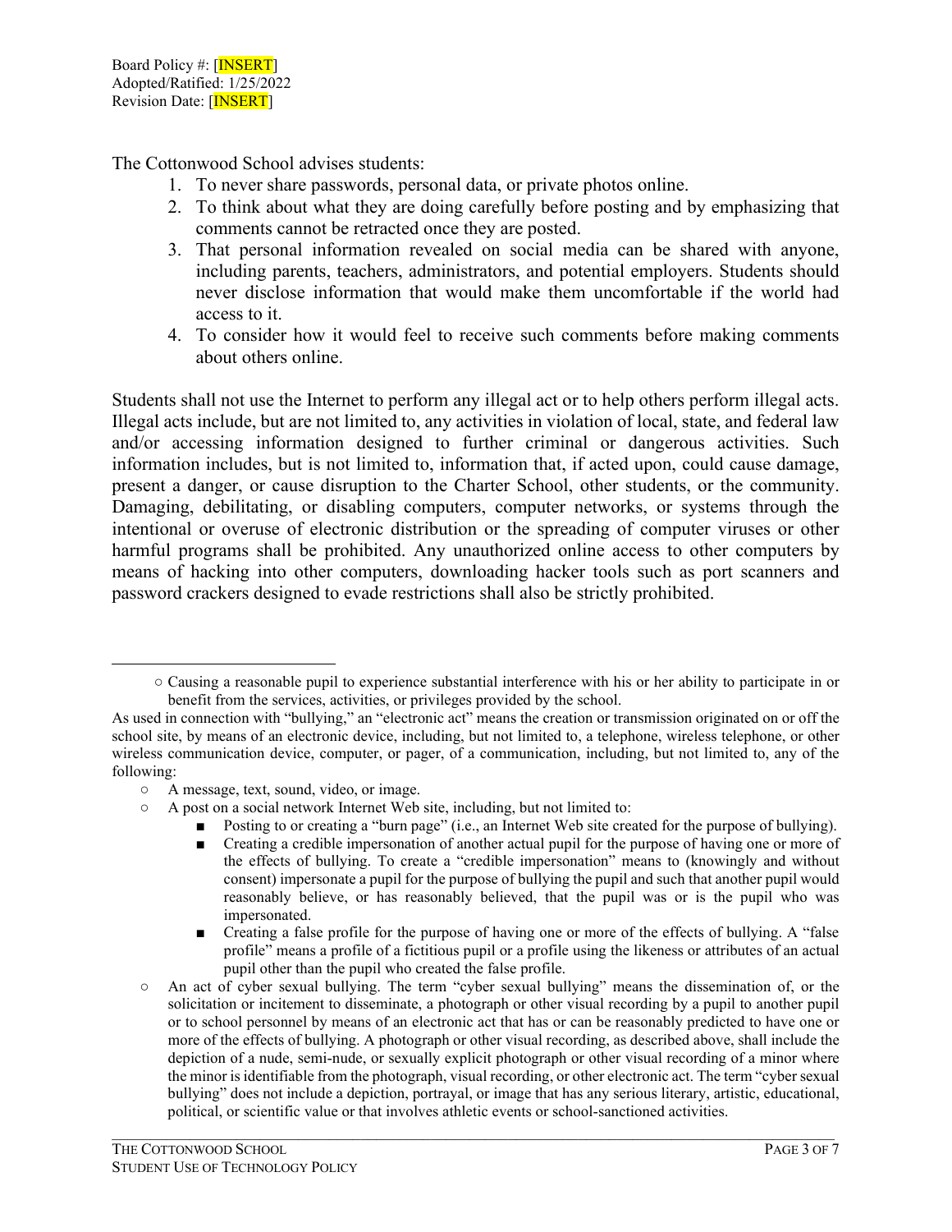Board Policy #: [INSERT]
Adopted/Ratified: 1/25/2022
Revision Date: [INSERT]

The Cottonwood School advises students:

1. To never share passwords, personal data, or private photos online.
2. To think about what they are doing carefully before posting and by emphasizing that comments cannot be retracted once they are posted.
3. That personal information revealed on social media can be shared with anyone, including parents, teachers, administrators, and potential employers. Students should never disclose information that would make them uncomfortable if the world had access to it.
4. To consider how it would feel to receive such comments before making comments about others online.

Students shall not use the Internet to perform any illegal act or to help others perform illegal acts. Illegal acts include, but are not limited to, any activities in violation of local, state, and federal law and/or accessing information designed to further criminal or dangerous activities. Such information includes, but is not limited to, information that, if acted upon, could cause damage, present a danger, or cause disruption to the Charter School, other students, or the community. Damaging, debilitating, or disabling computers, computer networks, or systems through the intentional or overuse of electronic distribution or the spreading of computer viruses or other harmful programs shall be prohibited. Any unauthorized online access to other computers by means of hacking into other computers, downloading hacker tools such as port scanners and password crackers designed to evade restrictions shall also be strictly prohibited.

---

- Causing a reasonable pupil to experience substantial interference with his or her ability to participate in or benefit from the services, activities, or privileges provided by the school.

As used in connection with "bullying," an "electronic act" means the creation or transmission originated on or off the school site, by means of an electronic device, including, but not limited to, a telephone, wireless telephone, or other wireless communication device, computer, or pager, of a communication, including, but not limited to, any of the following:

- A message, text, sound, video, or image.
- A post on a social network Internet Web site, including, but not limited to:
  - Posting to or creating a "burn page" (i.e., an Internet Web site created for the purpose of bullying).
  - Creating a credible impersonation of another actual pupil for the purpose of having one or more of the effects of bullying. To create a "credible impersonation" means to (knowingly and without consent) impersonate a pupil for the purpose of bullying the pupil and such that another pupil would reasonably believe, or has reasonably believed, that the pupil was or is the pupil who was impersonated.
  - Creating a false profile for the purpose of having one or more of the effects of bullying. A "false profile" means a profile of a fictitious pupil or a profile using the likeness or attributes of an actual pupil other than the pupil who created the false profile.
- An act of cyber sexual bullying. The term "cyber sexual bullying" means the dissemination of, or the solicitation or incitement to disseminate, a photograph or other visual recording by a pupil to another pupil or to school personnel by means of an electronic act that has or can be reasonably predicted to have one or more of the effects of bullying. A photograph or other visual recording, as described above, shall include the depiction of a nude, semi-nude, or sexually explicit photograph or other visual recording of a minor where the minor is identifiable from the photograph, visual recording, or other electronic act. The term "cyber sexual bullying" does not include a depiction, portrayal, or image that has any serious literary, artistic, educational, political, or scientific value or that involves athletic events or school-sanctioned activities.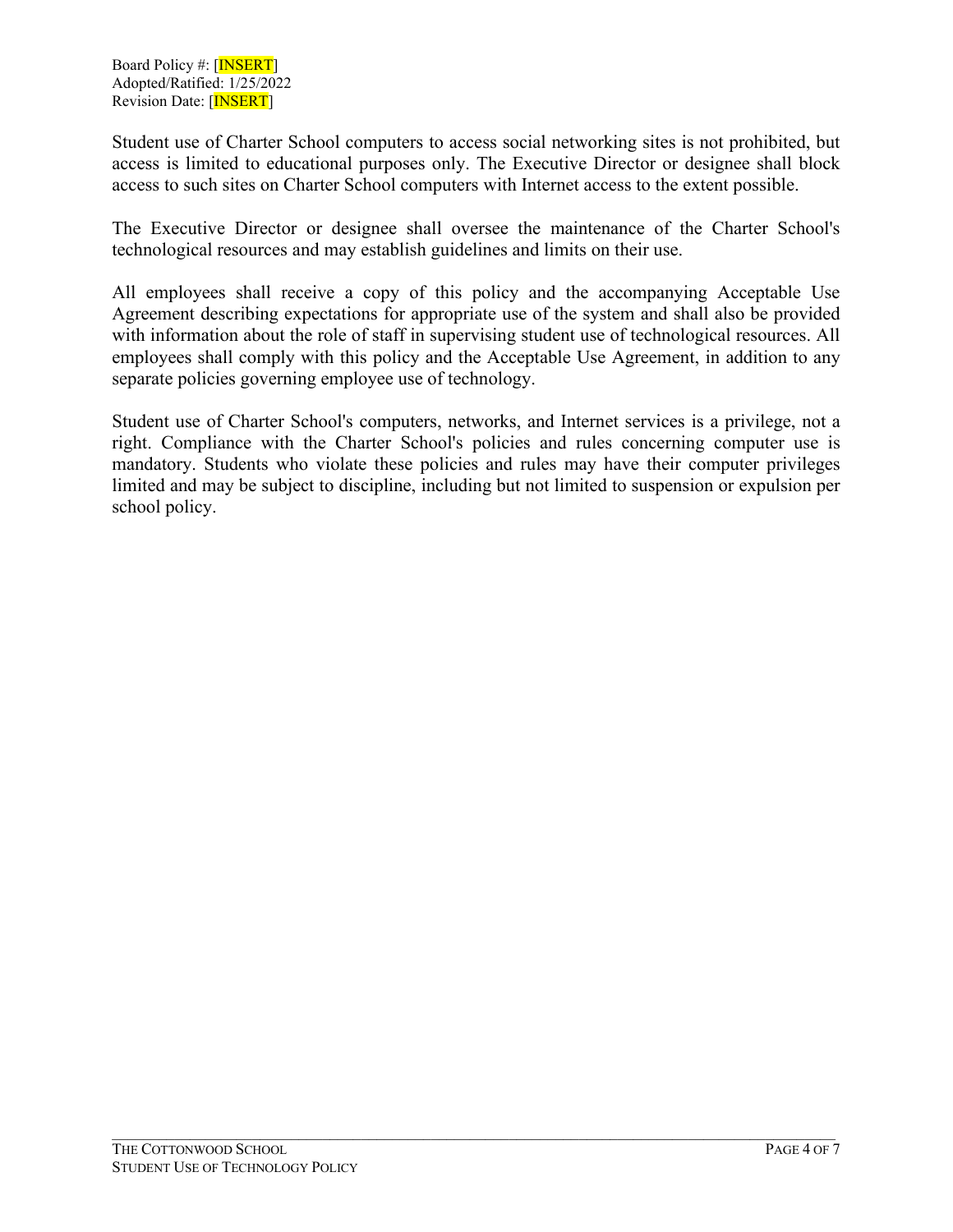Student use of Charter School computers to access social networking sites is not prohibited, but access is limited to educational purposes only. The Executive Director or designee shall block access to such sites on Charter School computers with Internet access to the extent possible.

The Executive Director or designee shall oversee the maintenance of the Charter School's technological resources and may establish guidelines and limits on their use.

All employees shall receive a copy of this policy and the accompanying Acceptable Use Agreement describing expectations for appropriate use of the system and shall also be provided with information about the role of staff in supervising student use of technological resources. All employees shall comply with this policy and the Acceptable Use Agreement, in addition to any separate policies governing employee use of technology.

Student use of Charter School's computers, networks, and Internet services is a privilege, not a right. Compliance with the Charter School's policies and rules concerning computer use is mandatory. Students who violate these policies and rules may have their computer privileges limited and may be subject to discipline, including but not limited to suspension or expulsion per school policy.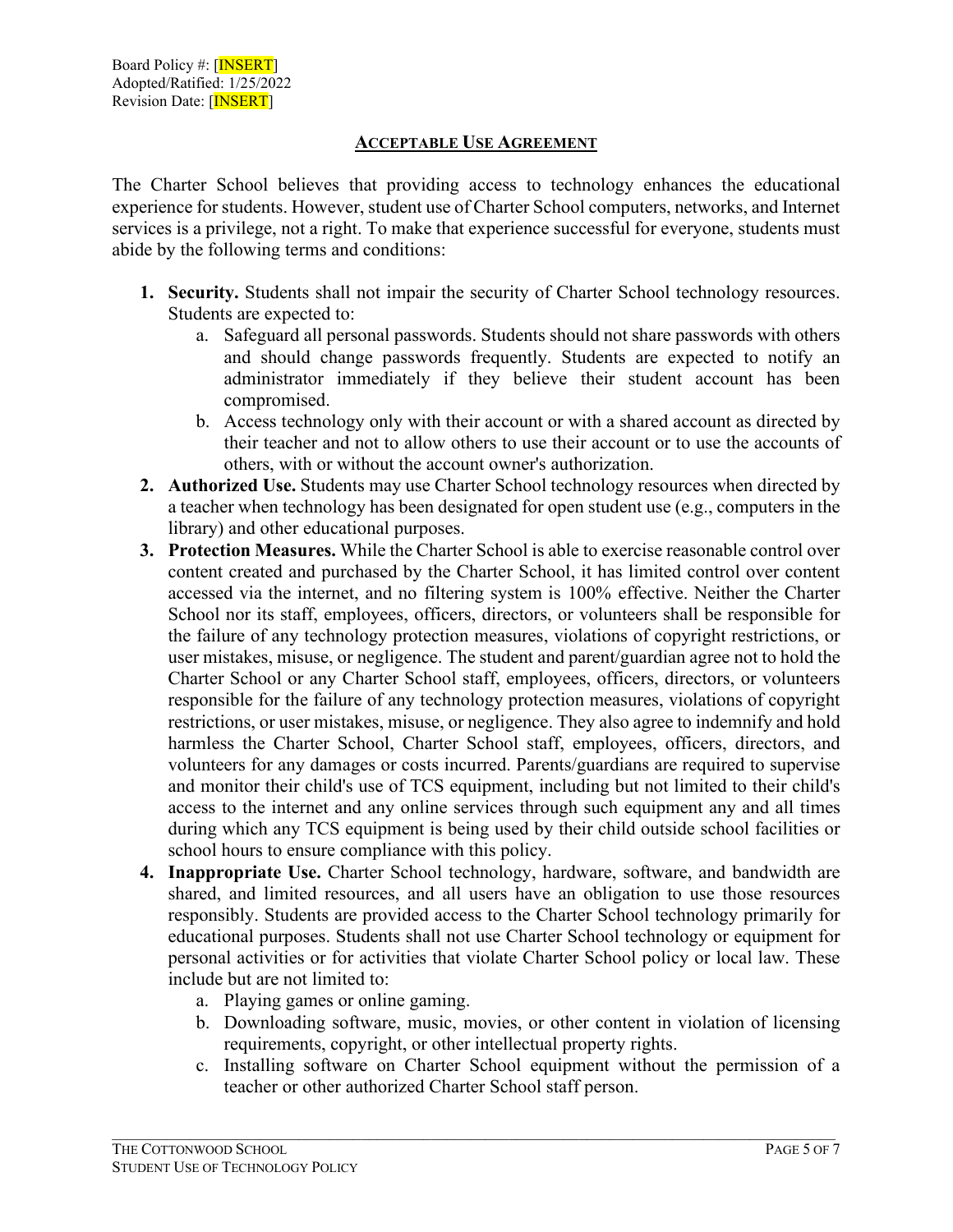Board Policy #: [INSERT]
Adopted/Ratified: 1/25/2022
Revision Date: [INSERT]

## ACCEPTABLE USE AGREEMENT

The Charter School believes that providing access to technology enhances the educational experience for students. However, student use of Charter School computers, networks, and Internet services is a privilege, not a right. To make that experience successful for everyone, students must abide by the following terms and conditions:

1. **Security.** Students shall not impair the security of Charter School technology resources. Students are expected to:
    a. Safeguard all personal passwords. Students should not share passwords with others and should change passwords frequently. Students are expected to notify an administrator immediately if they believe their student account has been compromised.
    b. Access technology only with their account or with a shared account as directed by their teacher and not to allow others to use their account or to use the accounts of others, with or without the account owner's authorization.
2. **Authorized Use.** Students may use Charter School technology resources when directed by a teacher when technology has been designated for open student use (e.g., computers in the library) and other educational purposes.
3. **Protection Measures.** While the Charter School is able to exercise reasonable control over content created and purchased by the Charter School, it has limited control over content accessed via the internet, and no filtering system is 100% effective. Neither the Charter School nor its staff, employees, officers, directors, or volunteers shall be responsible for the failure of any technology protection measures, violations of copyright restrictions, or user mistakes, misuse, or negligence. The student and parent/guardian agree not to hold the Charter School or any Charter School staff, employees, officers, directors, or volunteers responsible for the failure of any technology protection measures, violations of copyright restrictions, or user mistakes, misuse, or negligence. They also agree to indemnify and hold harmless the Charter School, Charter School staff, employees, officers, directors, and volunteers for any damages or costs incurred. Parents/guardians are required to supervise and monitor their child's use of TCS equipment, including but not limited to their child's access to the internet and any online services through such equipment any and all times during which any TCS equipment is being used by their child outside school facilities or school hours to ensure compliance with this policy.
4. **Inappropriate Use.** Charter School technology, hardware, software, and bandwidth are shared, and limited resources, and all users have an obligation to use those resources responsibly. Students are provided access to the Charter School technology primarily for educational purposes. Students shall not use Charter School technology or equipment for personal activities or for activities that violate Charter School policy or local law. These include but are not limited to:
    a. Playing games or online gaming.
    b. Downloading software, music, movies, or other content in violation of licensing requirements, copyright, or other intellectual property rights.
    c. Installing software on Charter School equipment without the permission of a teacher or other authorized Charter School staff person.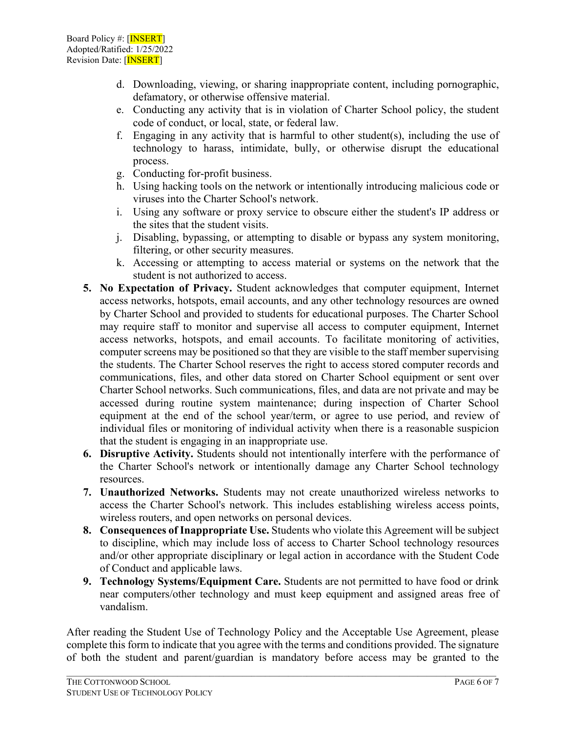Board Policy #: [INSERT]
Adopted/Ratified: 1/25/2022
Revision Date: [INSERT]

   d. Downloading, viewing, or sharing inappropriate content, including pornographic, defamatory, or otherwise offensive material.
   e. Conducting any activity that is in violation of Charter School policy, the student code of conduct, or local, state, or federal law.
   f. Engaging in any activity that is harmful to other student(s), including the use of technology to harass, intimidate, bully, or otherwise disrupt the educational process.
   g. Conducting for-profit business.
   h. Using hacking tools on the network or intentionally introducing malicious code or viruses into the Charter School's network.
   i. Using any software or proxy service to obscure either the student's IP address or the sites that the student visits.
   j. Disabling, bypassing, or attempting to disable or bypass any system monitoring, filtering, or other security measures.
   k. Accessing or attempting to access material or systems on the network that the student is not authorized to access.

5. **No Expectation of Privacy.** Student acknowledges that computer equipment, Internet access networks, hotspots, email accounts, and any other technology resources are owned by Charter School and provided to students for educational purposes. The Charter School may require staff to monitor and supervise all access to computer equipment, Internet access networks, hotspots, and email accounts. To facilitate monitoring of activities, computer screens may be positioned so that they are visible to the staff member supervising the students. The Charter School reserves the right to access stored computer records and communications, files, and other data stored on Charter School equipment or sent over Charter School networks. Such communications, files, and data are not private and may be accessed during routine system maintenance; during inspection of Charter School equipment at the end of the school year/term, or agree to use period, and review of individual files or monitoring of individual activity when there is a reasonable suspicion that the student is engaging in an inappropriate use.
6. **Disruptive Activity.** Students should not intentionally interfere with the performance of the Charter School's network or intentionally damage any Charter School technology resources.
7. **Unauthorized Networks.** Students may not create unauthorized wireless networks to access the Charter School's network. This includes establishing wireless access points, wireless routers, and open networks on personal devices.
8. **Consequences of Inappropriate Use.** Students who violate this Agreement will be subject to discipline, which may include loss of access to Charter School technology resources and/or other appropriate disciplinary or legal action in accordance with the Student Code of Conduct and applicable laws.
9. **Technology Systems/Equipment Care.** Students are not permitted to have food or drink near computers/other technology and must keep equipment and assigned areas free of vandalism.

After reading the Student Use of Technology Policy and the Acceptable Use Agreement, please complete this form to indicate that you agree with the terms and conditions provided. The signature of both the student and parent/guardian is mandatory before access may be granted to the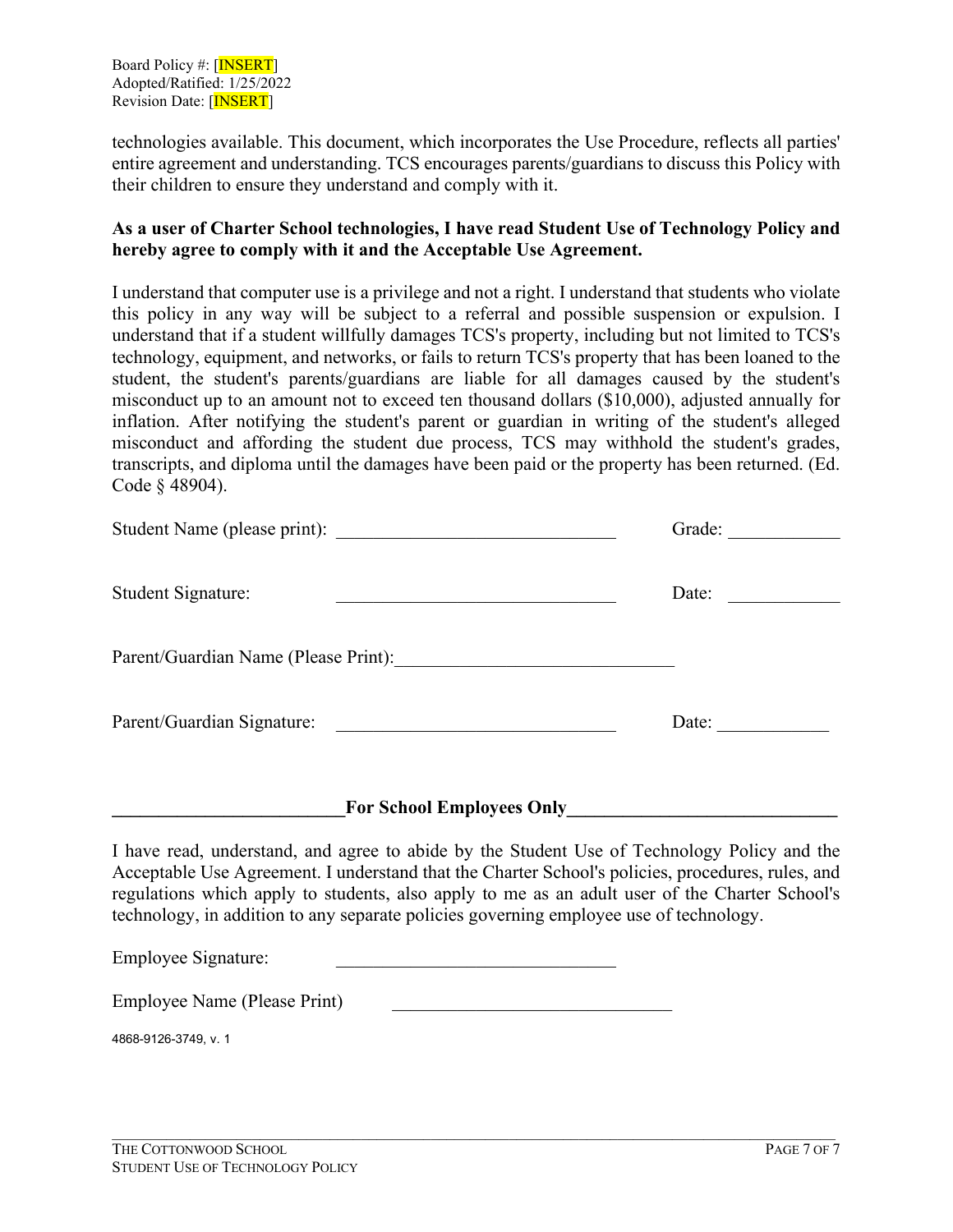Board Policy #: [INSERT]
Adopted/Ratified: 1/25/2022
Revision Date: [INSERT]

technologies available. This document, which incorporates the Use Procedure, reflects all parties' entire agreement and understanding. TCS encourages parents/guardians to discuss this Policy with their children to ensure they understand and comply with it.

**As a user of Charter School technologies, I have read Student Use of Technology Policy and hereby agree to comply with it and the Acceptable Use Agreement.**

I understand that computer use is a privilege and not a right. I understand that students who violate this policy in any way will be subject to a referral and possible suspension or expulsion. I understand that if a student willfully damages TCS's property, including but not limited to TCS's technology, equipment, and networks, or fails to return TCS's property that has been loaned to the student, the student's parents/guardians are liable for all damages caused by the student's misconduct up to an amount not to exceed ten thousand dollars ($10,000), adjusted annually for inflation. After notifying the student's parent or guardian in writing of the student's alleged misconduct and affording the student due process, TCS may withhold the student's grades, transcripts, and diploma until the damages have been paid or the property has been returned. (Ed. Code § 48904).

Student Name (please print): ______________________________ Grade: ____________

Student Signature: ______________________________ Date: ____________

Parent/Guardian Name (Please Print):______________________________

Parent/Guardian Signature: ______________________________ Date: ____________

**_________________________For School Employees Only_____________________________**

I have read, understand, and agree to abide by the Student Use of Technology Policy and the Acceptable Use Agreement. I understand that the Charter School's policies, procedures, rules, and regulations which apply to students, also apply to me as an adult user of the Charter School's technology, in addition to any separate policies governing employee use of technology.

Employee Signature: ______________________________

Employee Name (Please Print) ______________________________

4868-9126-3749, v. 1